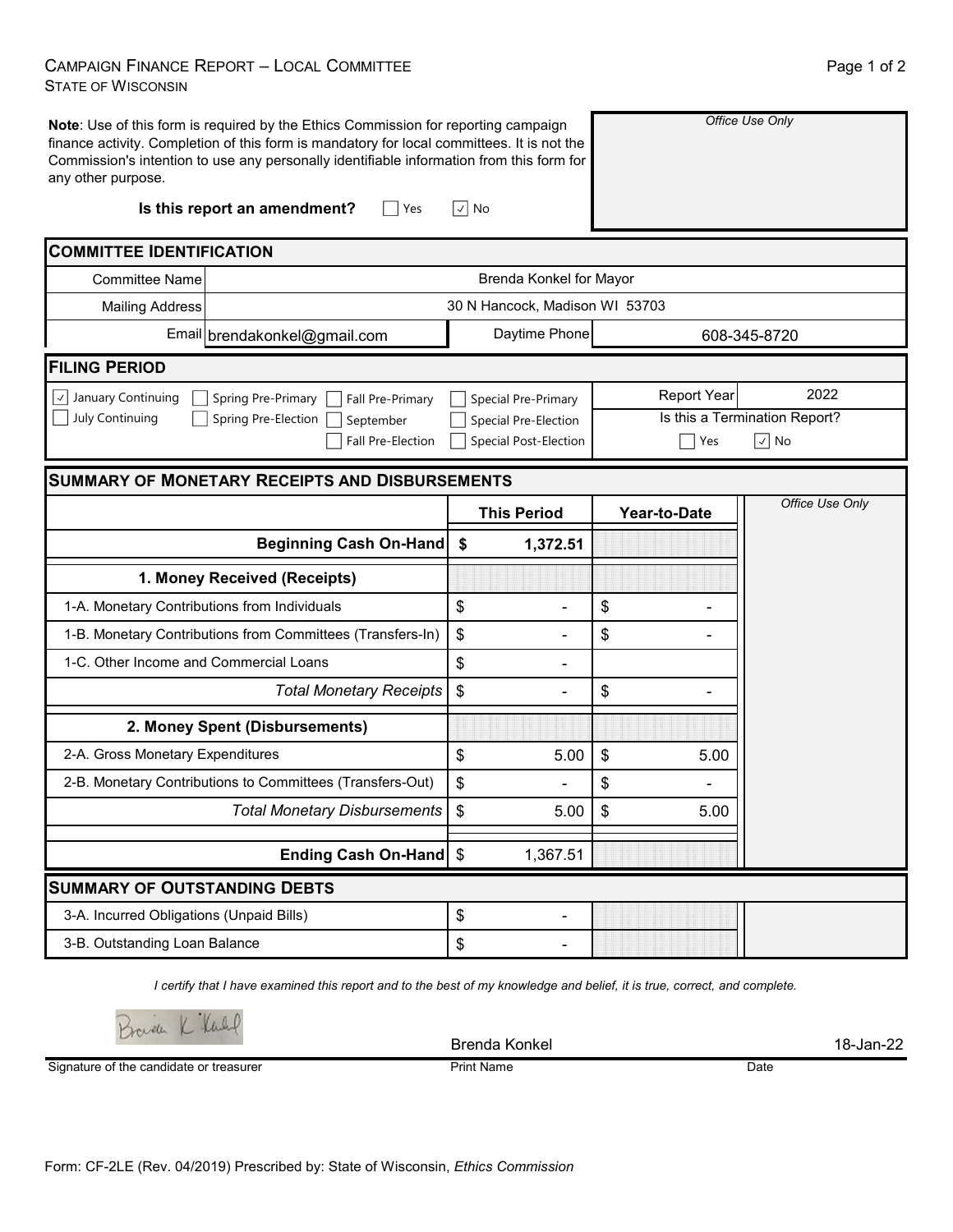# Campaign Finance Report – Local Committee
State of Wisconsin

**Note**: Use of this form is required by the Ethics Commission for reporting campaign finance activity. Completion of this form is mandatory for local committees. It is not the Commission's intention to use any personally identifiable information from this form for any other purpose.

*Office Use Only*

**Is this report an amendment?** ☐ Yes ☑ No

## Committee Identification

| | | | |
|---|---|---|---|
| Committee Name | Brenda Konkel for Mayor | | |
| Mailing Address | 30 N Hancock, Madison WI 53703 | | |
| Email | brendakonkel@gmail.com | Daytime Phone | 608-345-8720 |

## Filing Period

☑ January Continuing ☐ Spring Pre-Primary ☐ Fall Pre-Primary ☐ Special Pre-Primary
☐ July Continuing ☐ Spring Pre-Election ☐ September ☐ Special Pre-Election
☐ Fall Pre-Election ☐ Special Post-Election

Report Year: 2022

Is this a Termination Report? ☐ Yes ☑ No

## Summary of Monetary Receipts and Disbursements

| | This Period | Year-to-Date | *Office Use Only* |
|---|---|---|---|
| **Beginning Cash On-Hand** | **$ 1,372.51** | | |
| **1. Money Received (Receipts)** | | | |
| 1-A. Monetary Contributions from Individuals | $ - | $ - | |
| 1-B. Monetary Contributions from Committees (Transfers-In) | $ - | $ - | |
| 1-C. Other Income and Commercial Loans | $ - | | |
| *Total Monetary Receipts* | $ - | $ - | |
| **2. Money Spent (Disbursements)** | | | |
| 2-A. Gross Monetary Expenditures | $ 5.00 | $ 5.00 | |
| 2-B. Monetary Contributions to Committees (Transfers-Out) | $ - | $ - | |
| *Total Monetary Disbursements* | $ 5.00 | $ 5.00 | |
| **Ending Cash On-Hand** | $ 1,367.51 | | |

## Summary of Outstanding Debts

| | | |
|---|---|---|
| 3-A. Incurred Obligations (Unpaid Bills) | $ - | |
| 3-B. Outstanding Loan Balance | $ - | |

*I certify that I have examined this report and to the best of my knowledge and belief, it is true, correct, and complete.*

| Signature of the candidate or treasurer | Print Name | Date |
|---|---|---|
| Brenda K Konkel | Brenda Konkel | 18-Jan-22 |

Form: CF-2LE (Rev. 04/2019) Prescribed by: State of Wisconsin, *Ethics Commission*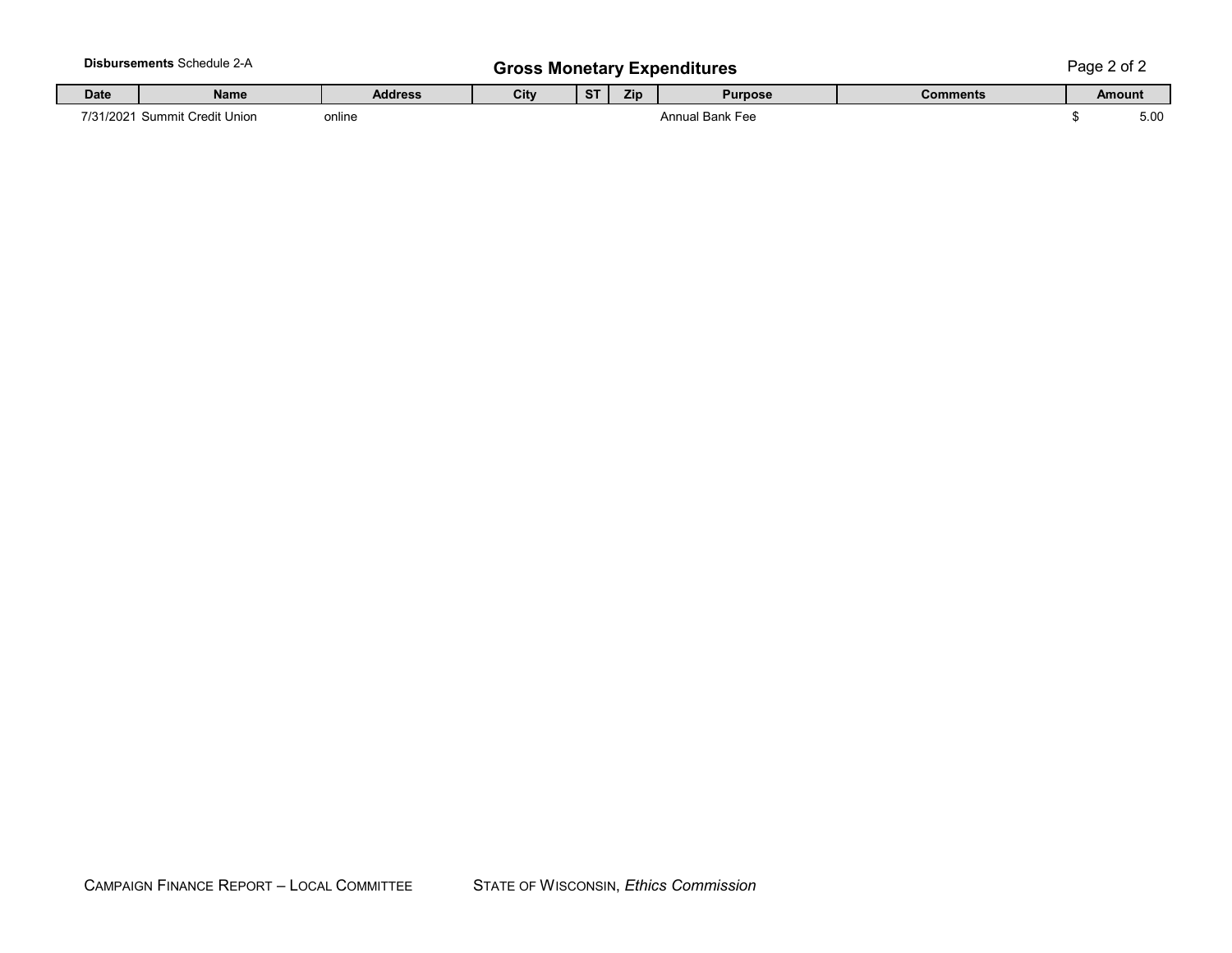**Disbursements** Schedule 2-A

## Gross Monetary Expenditures

| Date | Name | Address | City | ST | Zip | Purpose | Comments | Amount |
|---|---|---|---|---|---|---|---|---|
| 7/31/2021 | Summit Credit Union | online | | | | Annual Bank Fee | | $ 5.00 |

CAMPAIGN FINANCE REPORT – LOCAL COMMITTEE    STATE OF WISCONSIN, *Ethics Commission*